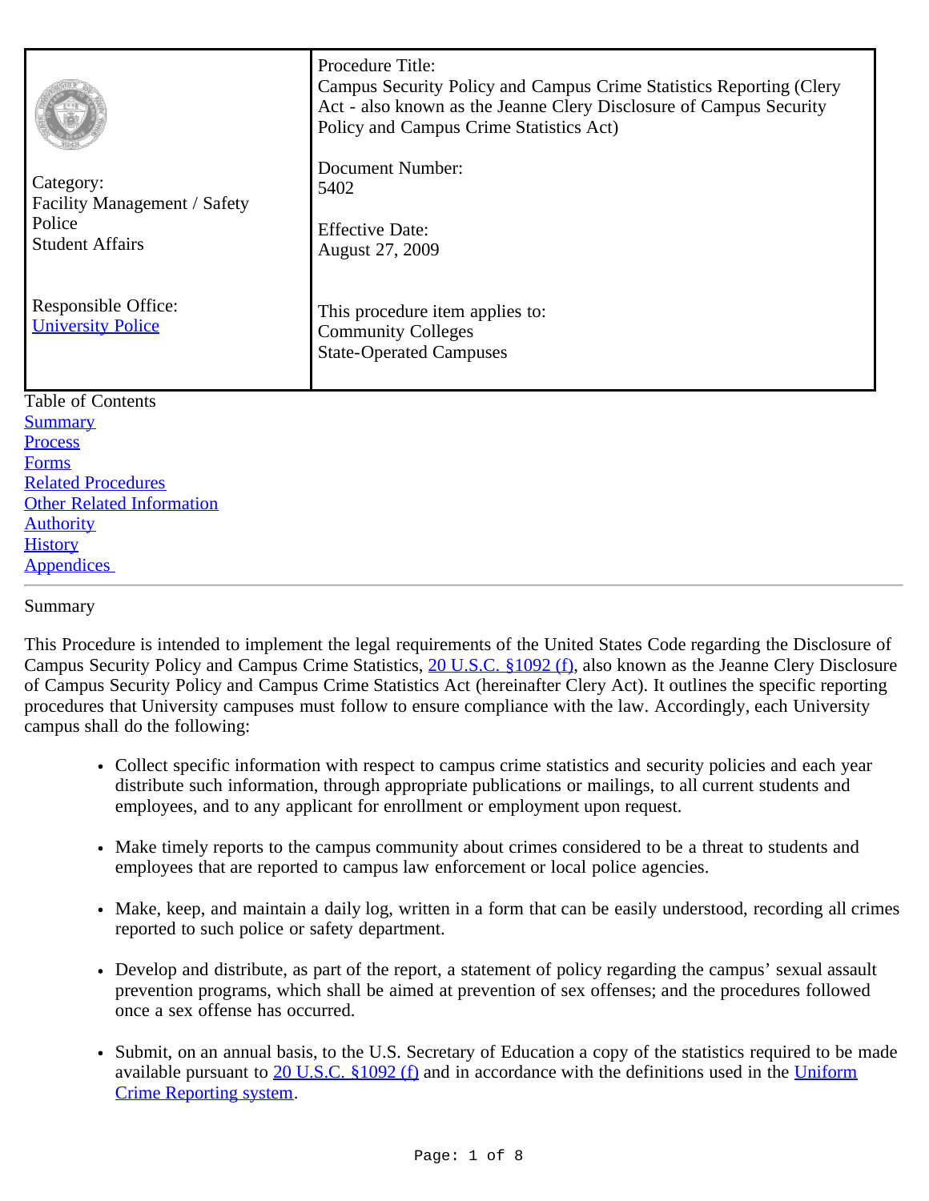| Category: Facility Management / Safety Police Student Affairs<br><br>Responsible Office: [University Police]() | Procedure Title: Campus Security Policy and Campus Crime Statistics Reporting (Clery Act - also known as the Jeanne Clery Disclosure of Campus Security Policy and Campus Crime Statistics Act)<br><br>Document Number: 5402<br><br>Effective Date: August 27, 2009<br><br>This procedure item applies to: Community Colleges State-Operated Campuses |
|---|---|

Table of Contents

[Summary]()
[Process]()
[Forms]()
[Related Procedures]()
[Other Related Information]()
[Authority]()
[History]()
[Appendices]()

---

## Summary

This Procedure is intended to implement the legal requirements of the United States Code regarding the Disclosure of Campus Security Policy and Campus Crime Statistics, [20 U.S.C. §1092 (f)](), also known as the Jeanne Clery Disclosure of Campus Security Policy and Campus Crime Statistics Act (hereinafter Clery Act). It outlines the specific reporting procedures that University campuses must follow to ensure compliance with the law. Accordingly, each University campus shall do the following:

- Collect specific information with respect to campus crime statistics and security policies and each year distribute such information, through appropriate publications or mailings, to all current students and employees, and to any applicant for enrollment or employment upon request.

- Make timely reports to the campus community about crimes considered to be a threat to students and employees that are reported to campus law enforcement or local police agencies.

- Make, keep, and maintain a daily log, written in a form that can be easily understood, recording all crimes reported to such police or safety department.

- Develop and distribute, as part of the report, a statement of policy regarding the campus' sexual assault prevention programs, which shall be aimed at prevention of sex offenses; and the procedures followed once a sex offense has occurred.

- Submit, on an annual basis, to the U.S. Secretary of Education a copy of the statistics required to be made available pursuant to [20 U.S.C. §1092 (f)]() and in accordance with the definitions used in the [Uniform Crime Reporting system]().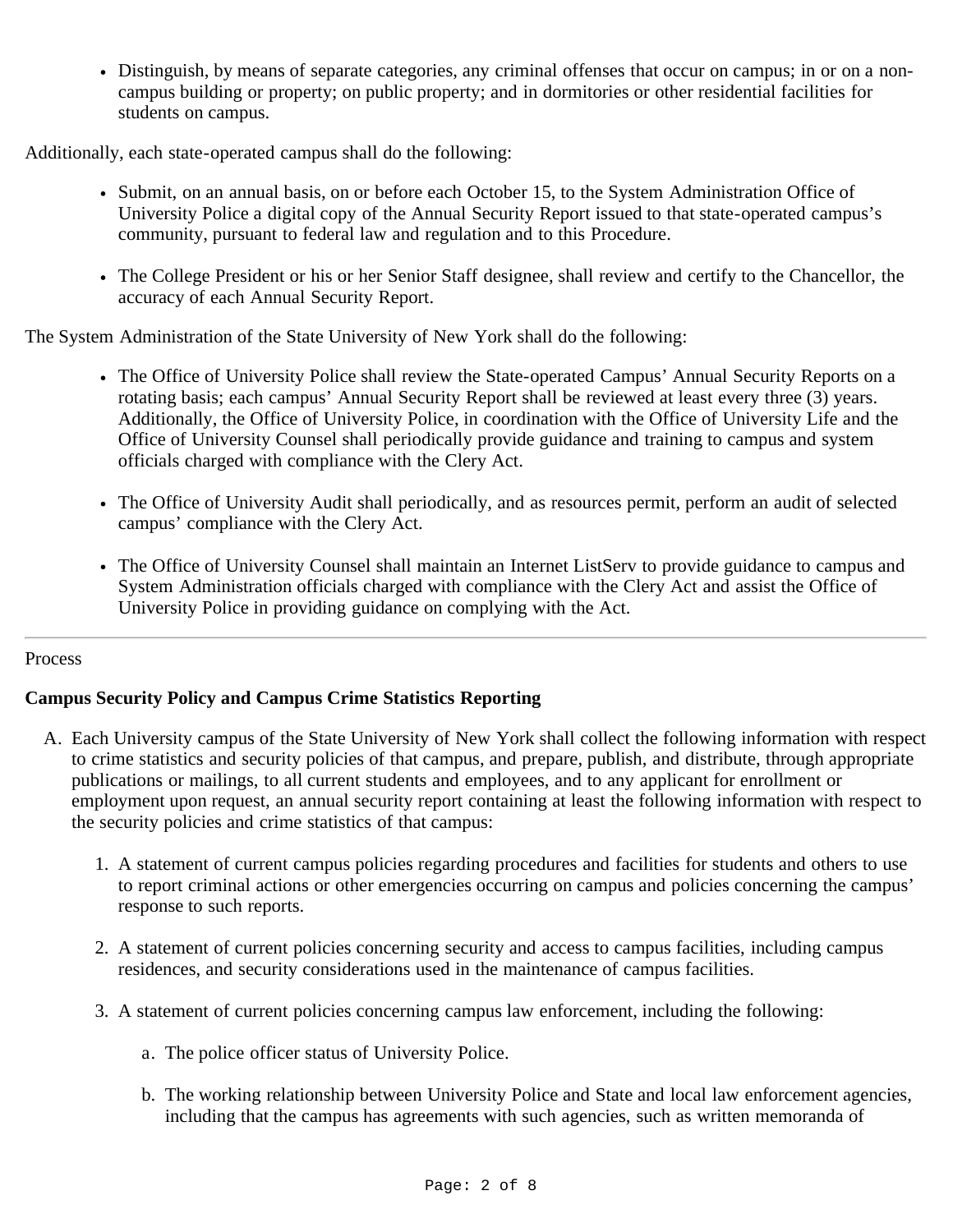- Distinguish, by means of separate categories, any criminal offenses that occur on campus; in or on a non-campus building or property; on public property; and in dormitories or other residential facilities for students on campus.

Additionally, each state-operated campus shall do the following:

- Submit, on an annual basis, on or before each October 15, to the System Administration Office of University Police a digital copy of the Annual Security Report issued to that state-operated campus's community, pursuant to federal law and regulation and to this Procedure.
- The College President or his or her Senior Staff designee, shall review and certify to the Chancellor, the accuracy of each Annual Security Report.

The System Administration of the State University of New York shall do the following:

- The Office of University Police shall review the State-operated Campus' Annual Security Reports on a rotating basis; each campus' Annual Security Report shall be reviewed at least every three (3) years. Additionally, the Office of University Police, in coordination with the Office of University Life and the Office of University Counsel shall periodically provide guidance and training to campus and system officials charged with compliance with the Clery Act.
- The Office of University Audit shall periodically, and as resources permit, perform an audit of selected campus' compliance with the Clery Act.
- The Office of University Counsel shall maintain an Internet ListServ to provide guidance to campus and System Administration officials charged with compliance with the Clery Act and assist the Office of University Police in providing guidance on complying with the Act.

---

Process

**Campus Security Policy and Campus Crime Statistics Reporting**

A. Each University campus of the State University of New York shall collect the following information with respect to crime statistics and security policies of that campus, and prepare, publish, and distribute, through appropriate publications or mailings, to all current students and employees, and to any applicant for enrollment or employment upon request, an annual security report containing at least the following information with respect to the security policies and crime statistics of that campus:

   1. A statement of current campus policies regarding procedures and facilities for students and others to use to report criminal actions or other emergencies occurring on campus and policies concerning the campus' response to such reports.
   2. A statement of current policies concerning security and access to campus facilities, including campus residences, and security considerations used in the maintenance of campus facilities.
   3. A statement of current policies concerning campus law enforcement, including the following:

      a. The police officer status of University Police.

      b. The working relationship between University Police and State and local law enforcement agencies, including that the campus has agreements with such agencies, such as written memoranda of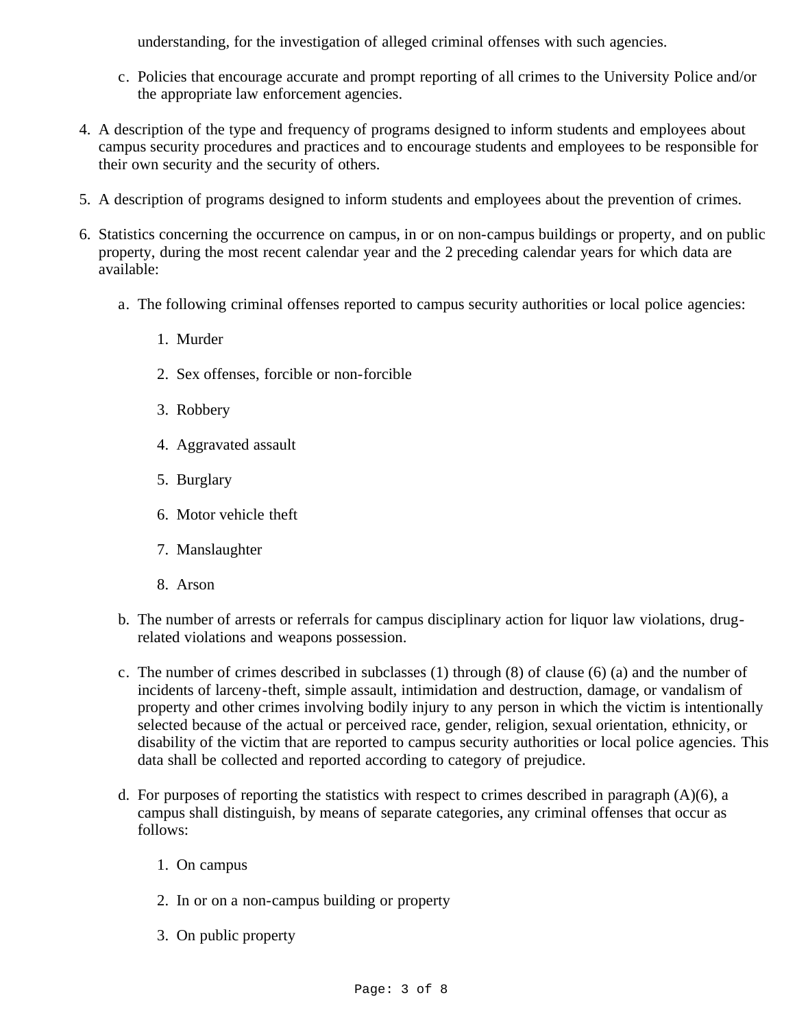understanding, for the investigation of alleged criminal offenses with such agencies.

c. Policies that encourage accurate and prompt reporting of all crimes to the University Police and/or the appropriate law enforcement agencies.

4. A description of the type and frequency of programs designed to inform students and employees about campus security procedures and practices and to encourage students and employees to be responsible for their own security and the security of others.

5. A description of programs designed to inform students and employees about the prevention of crimes.

6. Statistics concerning the occurrence on campus, in or on non-campus buildings or property, and on public property, during the most recent calendar year and the 2 preceding calendar years for which data are available:

   a. The following criminal offenses reported to campus security authorities or local police agencies:

      1. Murder
      2. Sex offenses, forcible or non-forcible
      3. Robbery
      4. Aggravated assault
      5. Burglary
      6. Motor vehicle theft
      7. Manslaughter
      8. Arson

   b. The number of arrests or referrals for campus disciplinary action for liquor law violations, drug-related violations and weapons possession.

   c. The number of crimes described in subclasses (1) through (8) of clause (6) (a) and the number of incidents of larceny-theft, simple assault, intimidation and destruction, damage, or vandalism of property and other crimes involving bodily injury to any person in which the victim is intentionally selected because of the actual or perceived race, gender, religion, sexual orientation, ethnicity, or disability of the victim that are reported to campus security authorities or local police agencies. This data shall be collected and reported according to category of prejudice.

   d. For purposes of reporting the statistics with respect to crimes described in paragraph (A)(6), a campus shall distinguish, by means of separate categories, any criminal offenses that occur as follows:

      1. On campus
      2. In or on a non-campus building or property
      3. On public property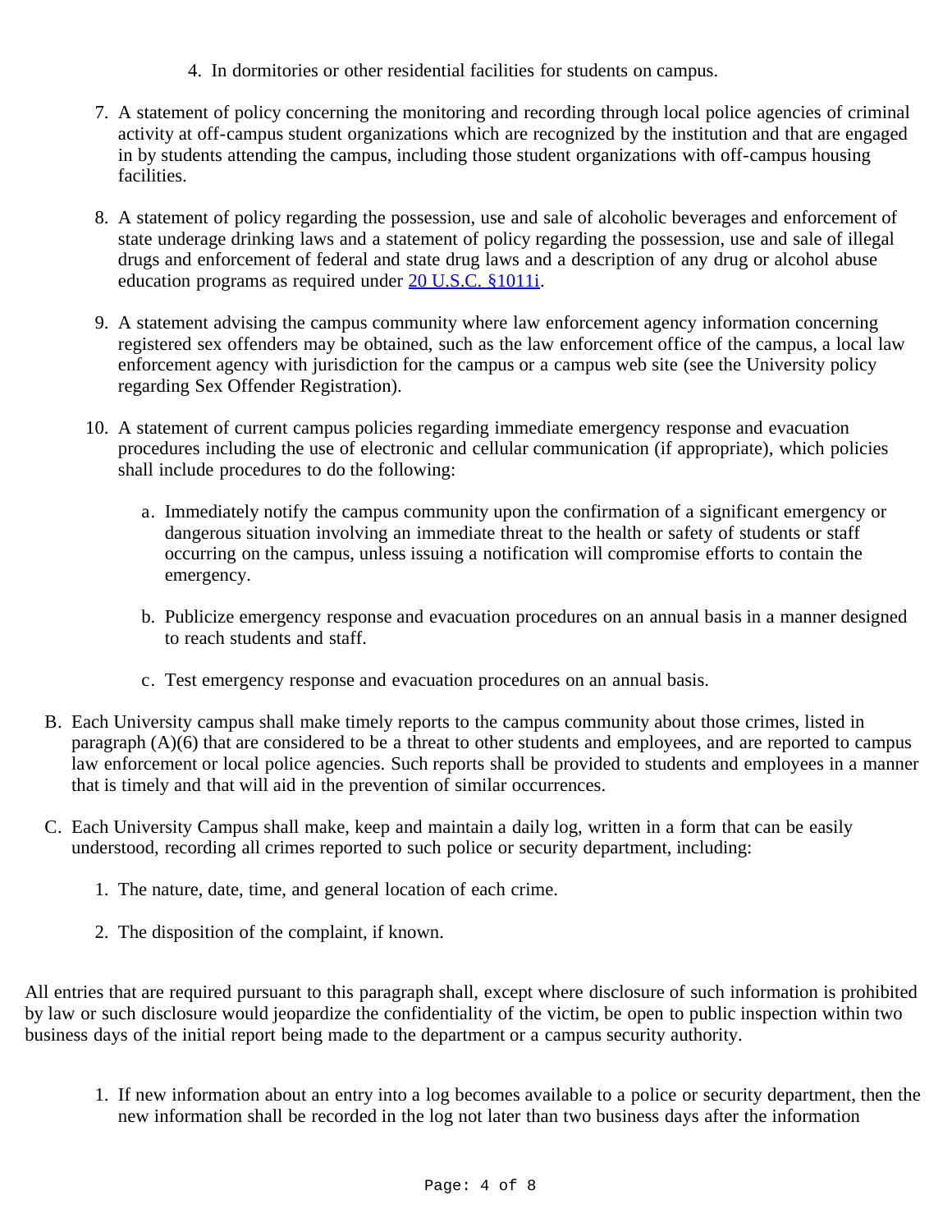4. In dormitories or other residential facilities for students on campus.

7. A statement of policy concerning the monitoring and recording through local police agencies of criminal activity at off-campus student organizations which are recognized by the institution and that are engaged in by students attending the campus, including those student organizations with off-campus housing facilities.

8. A statement of policy regarding the possession, use and sale of alcoholic beverages and enforcement of state underage drinking laws and a statement of policy regarding the possession, use and sale of illegal drugs and enforcement of federal and state drug laws and a description of any drug or alcohol abuse education programs as required under [20 U.S.C. §1011i](20 U.S.C. §1011i).

9. A statement advising the campus community where law enforcement agency information concerning registered sex offenders may be obtained, such as the law enforcement office of the campus, a local law enforcement agency with jurisdiction for the campus or a campus web site (see the University policy regarding Sex Offender Registration).

10. A statement of current campus policies regarding immediate emergency response and evacuation procedures including the use of electronic and cellular communication (if appropriate), which policies shall include procedures to do the following:

    a. Immediately notify the campus community upon the confirmation of a significant emergency or dangerous situation involving an immediate threat to the health or safety of students or staff occurring on the campus, unless issuing a notification will compromise efforts to contain the emergency.

    b. Publicize emergency response and evacuation procedures on an annual basis in a manner designed to reach students and staff.

    c. Test emergency response and evacuation procedures on an annual basis.

B. Each University campus shall make timely reports to the campus community about those crimes, listed in paragraph (A)(6) that are considered to be a threat to other students and employees, and are reported to campus law enforcement or local police agencies. Such reports shall be provided to students and employees in a manner that is timely and that will aid in the prevention of similar occurrences.

C. Each University Campus shall make, keep and maintain a daily log, written in a form that can be easily understood, recording all crimes reported to such police or security department, including:

   1. The nature, date, time, and general location of each crime.

   2. The disposition of the complaint, if known.

All entries that are required pursuant to this paragraph shall, except where disclosure of such information is prohibited by law or such disclosure would jeopardize the confidentiality of the victim, be open to public inspection within two business days of the initial report being made to the department or a campus security authority.

1. If new information about an entry into a log becomes available to a police or security department, then the new information shall be recorded in the log not later than two business days after the information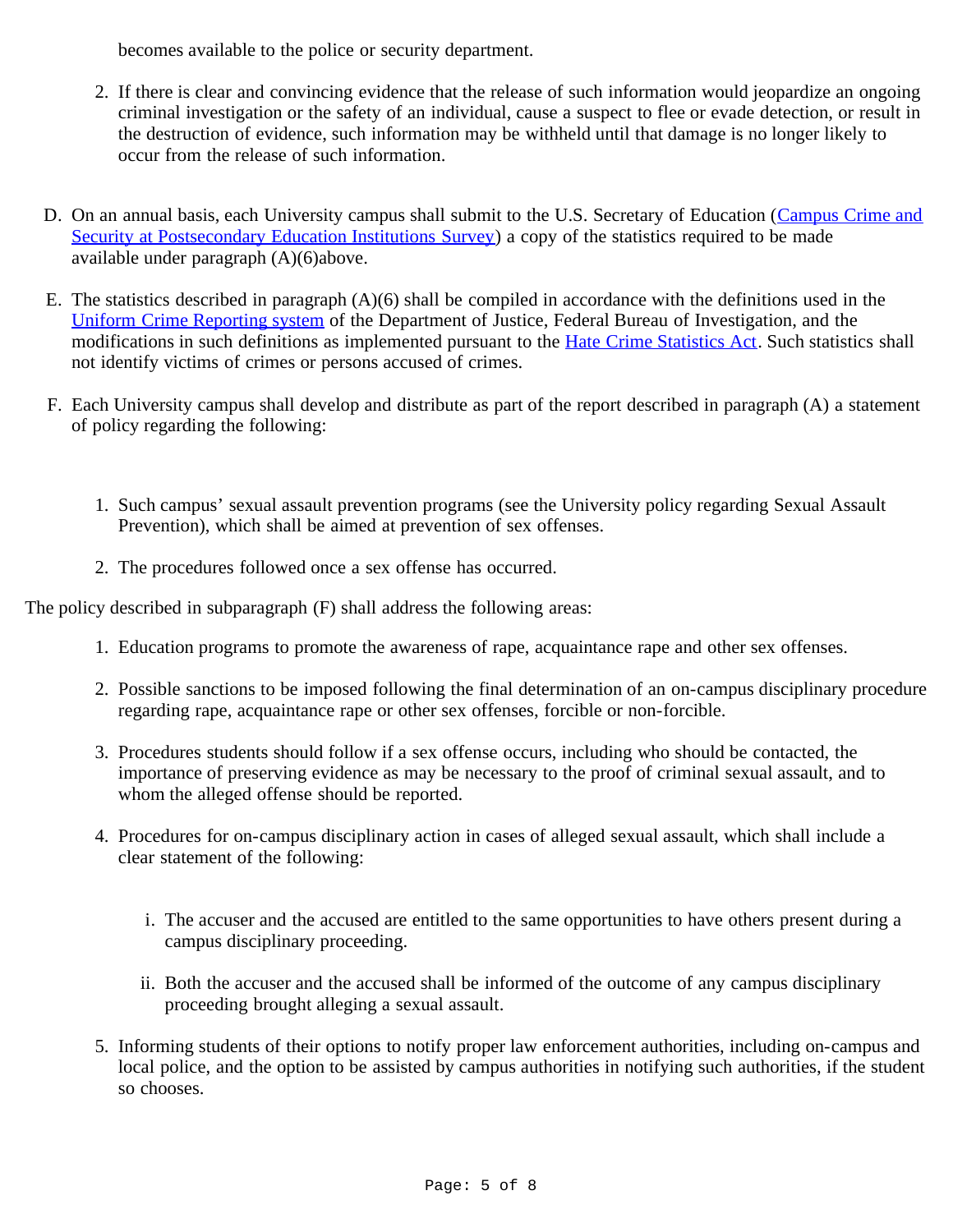becomes available to the police or security department.

2. If there is clear and convincing evidence that the release of such information would jeopardize an ongoing criminal investigation or the safety of an individual, cause a suspect to flee or evade detection, or result in the destruction of evidence, such information may be withheld until that damage is no longer likely to occur from the release of such information.

D. On an annual basis, each University campus shall submit to the U.S. Secretary of Education (Campus Crime and Security at Postsecondary Education Institutions Survey) a copy of the statistics required to be made available under paragraph (A)(6)above.

E. The statistics described in paragraph (A)(6) shall be compiled in accordance with the definitions used in the Uniform Crime Reporting system of the Department of Justice, Federal Bureau of Investigation, and the modifications in such definitions as implemented pursuant to the Hate Crime Statistics Act. Such statistics shall not identify victims of crimes or persons accused of crimes.

F. Each University campus shall develop and distribute as part of the report described in paragraph (A) a statement of policy regarding the following:

1. Such campus' sexual assault prevention programs (see the University policy regarding Sexual Assault Prevention), which shall be aimed at prevention of sex offenses.

2. The procedures followed once a sex offense has occurred.

The policy described in subparagraph (F) shall address the following areas:

1. Education programs to promote the awareness of rape, acquaintance rape and other sex offenses.

2. Possible sanctions to be imposed following the final determination of an on-campus disciplinary procedure regarding rape, acquaintance rape or other sex offenses, forcible or non-forcible.

3. Procedures students should follow if a sex offense occurs, including who should be contacted, the importance of preserving evidence as may be necessary to the proof of criminal sexual assault, and to whom the alleged offense should be reported.

4. Procedures for on-campus disciplinary action in cases of alleged sexual assault, which shall include a clear statement of the following:

   i. The accuser and the accused are entitled to the same opportunities to have others present during a campus disciplinary proceeding.

   ii. Both the accuser and the accused shall be informed of the outcome of any campus disciplinary proceeding brought alleging a sexual assault.

5. Informing students of their options to notify proper law enforcement authorities, including on-campus and local police, and the option to be assisted by campus authorities in notifying such authorities, if the student so chooses.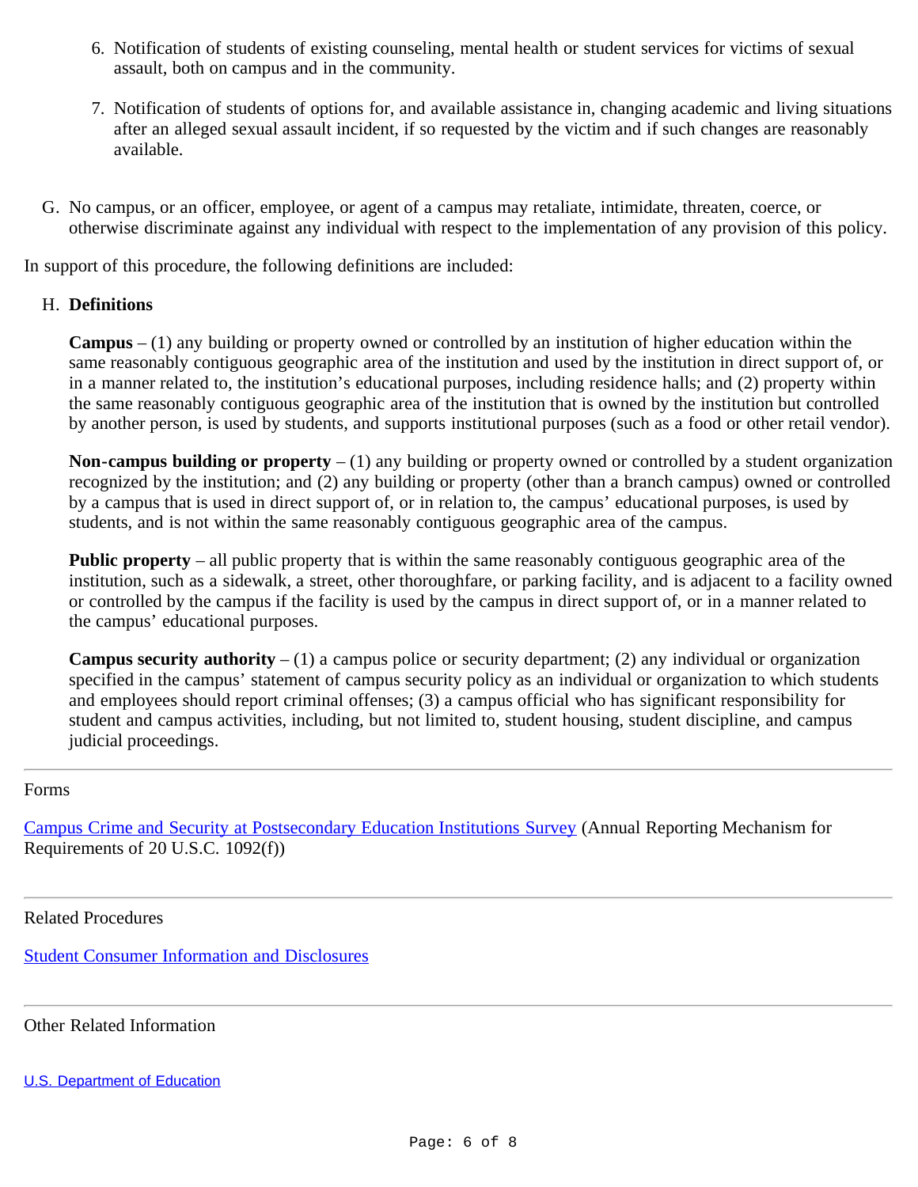6. Notification of students of existing counseling, mental health or student services for victims of sexual assault, both on campus and in the community.

7. Notification of students of options for, and available assistance in, changing academic and living situations after an alleged sexual assault incident, if so requested by the victim and if such changes are reasonably available.

G. No campus, or an officer, employee, or agent of a campus may retaliate, intimidate, threaten, coerce, or otherwise discriminate against any individual with respect to the implementation of any provision of this policy.

In support of this procedure, the following definitions are included:

H. **Definitions**

**Campus** – (1) any building or property owned or controlled by an institution of higher education within the same reasonably contiguous geographic area of the institution and used by the institution in direct support of, or in a manner related to, the institution's educational purposes, including residence halls; and (2) property within the same reasonably contiguous geographic area of the institution that is owned by the institution but controlled by another person, is used by students, and supports institutional purposes (such as a food or other retail vendor).

**Non-campus building or property** – (1) any building or property owned or controlled by a student organization recognized by the institution; and (2) any building or property (other than a branch campus) owned or controlled by a campus that is used in direct support of, or in relation to, the campus' educational purposes, is used by students, and is not within the same reasonably contiguous geographic area of the campus.

**Public property** – all public property that is within the same reasonably contiguous geographic area of the institution, such as a sidewalk, a street, other thoroughfare, or parking facility, and is adjacent to a facility owned or controlled by the campus if the facility is used by the campus in direct support of, or in a manner related to the campus' educational purposes.

**Campus security authority** – (1) a campus police or security department; (2) any individual or organization specified in the campus' statement of campus security policy as an individual or organization to which students and employees should report criminal offenses; (3) a campus official who has significant responsibility for student and campus activities, including, but not limited to, student housing, student discipline, and campus judicial proceedings.

---

Forms

Campus Crime and Security at Postsecondary Education Institutions Survey (Annual Reporting Mechanism for Requirements of 20 U.S.C. 1092(f))

---

Related Procedures

Student Consumer Information and Disclosures

---

Other Related Information

U.S. Department of Education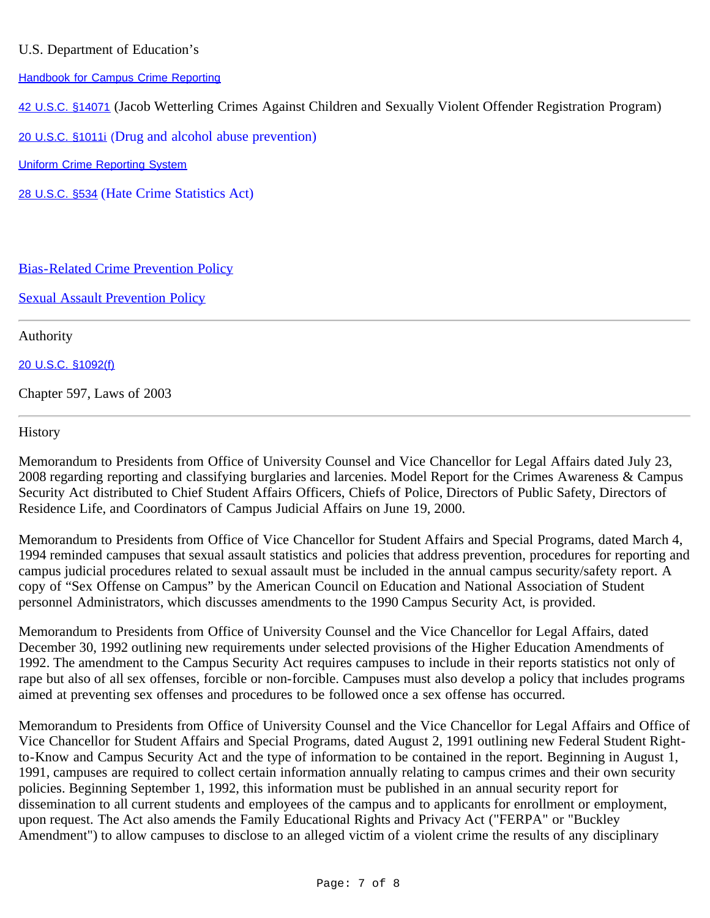U.S. Department of Education's

Handbook for Campus Crime Reporting

42 U.S.C. §14071 (Jacob Wetterling Crimes Against Children and Sexually Violent Offender Registration Program)

20 U.S.C. §1011i (Drug and alcohol abuse prevention)

Uniform Crime Reporting System

28 U.S.C. §534 (Hate Crime Statistics Act)

Bias-Related Crime Prevention Policy

Sexual Assault Prevention Policy

---

Authority

20 U.S.C. §1092(f)

Chapter 597, Laws of 2003

---

History

Memorandum to Presidents from Office of University Counsel and Vice Chancellor for Legal Affairs dated July 23, 2008 regarding reporting and classifying burglaries and larcenies. Model Report for the Crimes Awareness & Campus Security Act distributed to Chief Student Affairs Officers, Chiefs of Police, Directors of Public Safety, Directors of Residence Life, and Coordinators of Campus Judicial Affairs on June 19, 2000.

Memorandum to Presidents from Office of Vice Chancellor for Student Affairs and Special Programs, dated March 4, 1994 reminded campuses that sexual assault statistics and policies that address prevention, procedures for reporting and campus judicial procedures related to sexual assault must be included in the annual campus security/safety report. A copy of "Sex Offense on Campus" by the American Council on Education and National Association of Student personnel Administrators, which discusses amendments to the 1990 Campus Security Act, is provided.

Memorandum to Presidents from Office of University Counsel and the Vice Chancellor for Legal Affairs, dated December 30, 1992 outlining new requirements under selected provisions of the Higher Education Amendments of 1992. The amendment to the Campus Security Act requires campuses to include in their reports statistics not only of rape but also of all sex offenses, forcible or non-forcible. Campuses must also develop a policy that includes programs aimed at preventing sex offenses and procedures to be followed once a sex offense has occurred.

Memorandum to Presidents from Office of University Counsel and the Vice Chancellor for Legal Affairs and Office of Vice Chancellor for Student Affairs and Special Programs, dated August 2, 1991 outlining new Federal Student Right-to-Know and Campus Security Act and the type of information to be contained in the report. Beginning in August 1, 1991, campuses are required to collect certain information annually relating to campus crimes and their own security policies. Beginning September 1, 1992, this information must be published in an annual security report for dissemination to all current students and employees of the campus and to applicants for enrollment or employment, upon request. The Act also amends the Family Educational Rights and Privacy Act ("FERPA" or "Buckley Amendment") to allow campuses to disclose to an alleged victim of a violent crime the results of any disciplinary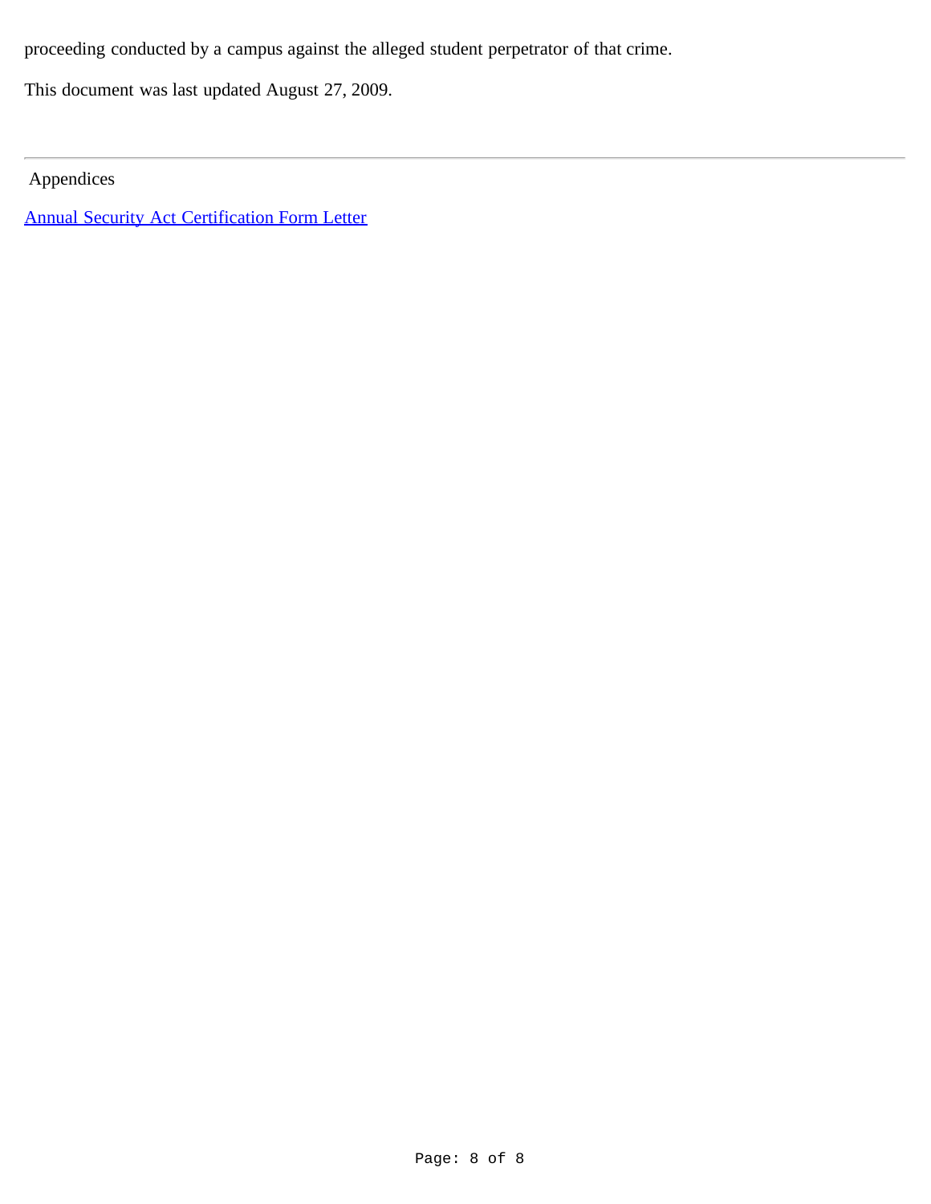proceeding conducted by a campus against the alleged student perpetrator of that crime.

This document was last updated August 27, 2009.

---

Appendices

[Annual Security Act Certification Form Letter]